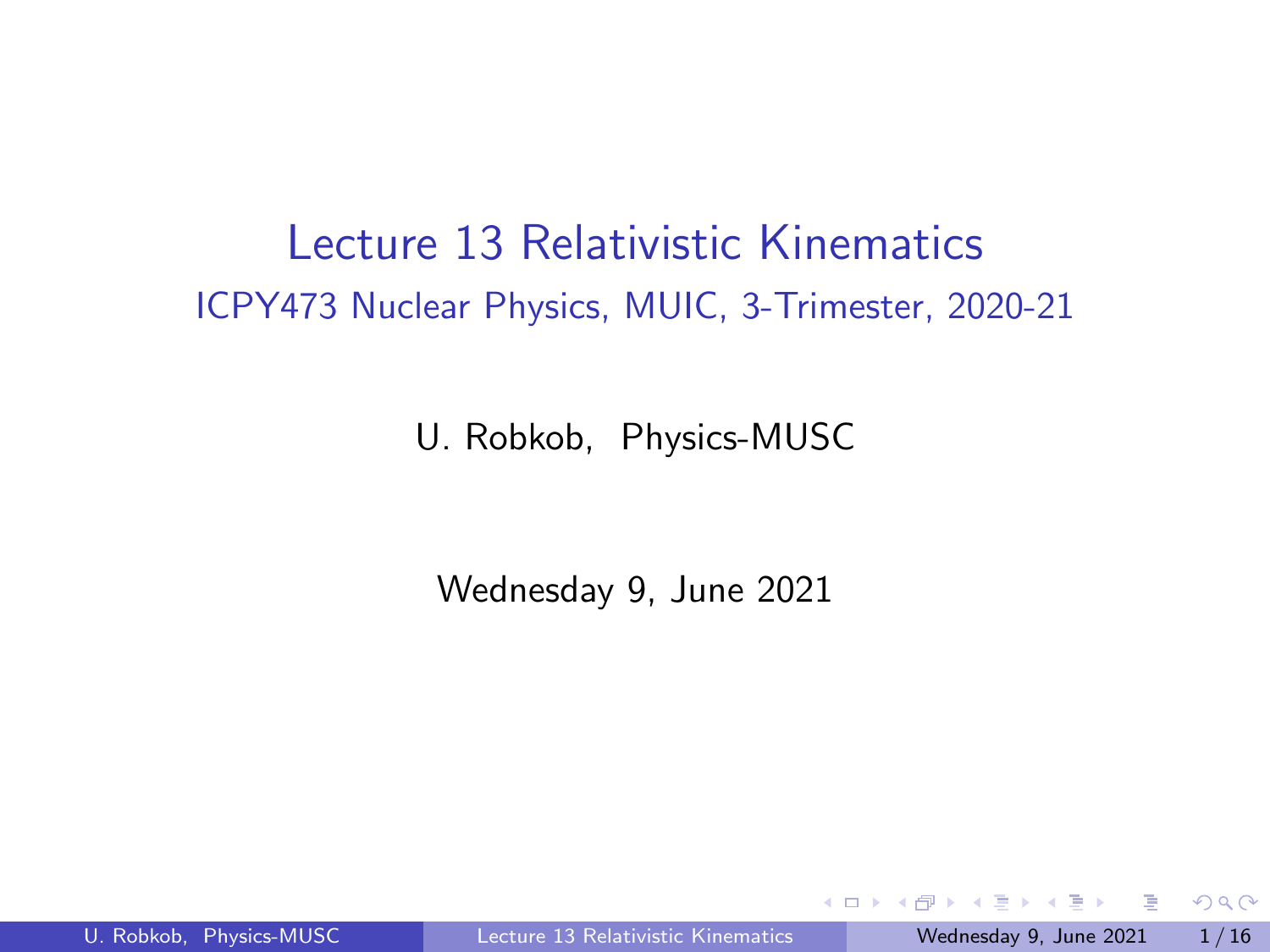# Lecture 13 Relativistic Kinematics

ICPY473 Nuclear Physics, MUIC, 3-Trimester, 2020-21

U. Robkob, Physics-MUSC

Wednesday 9, June 2021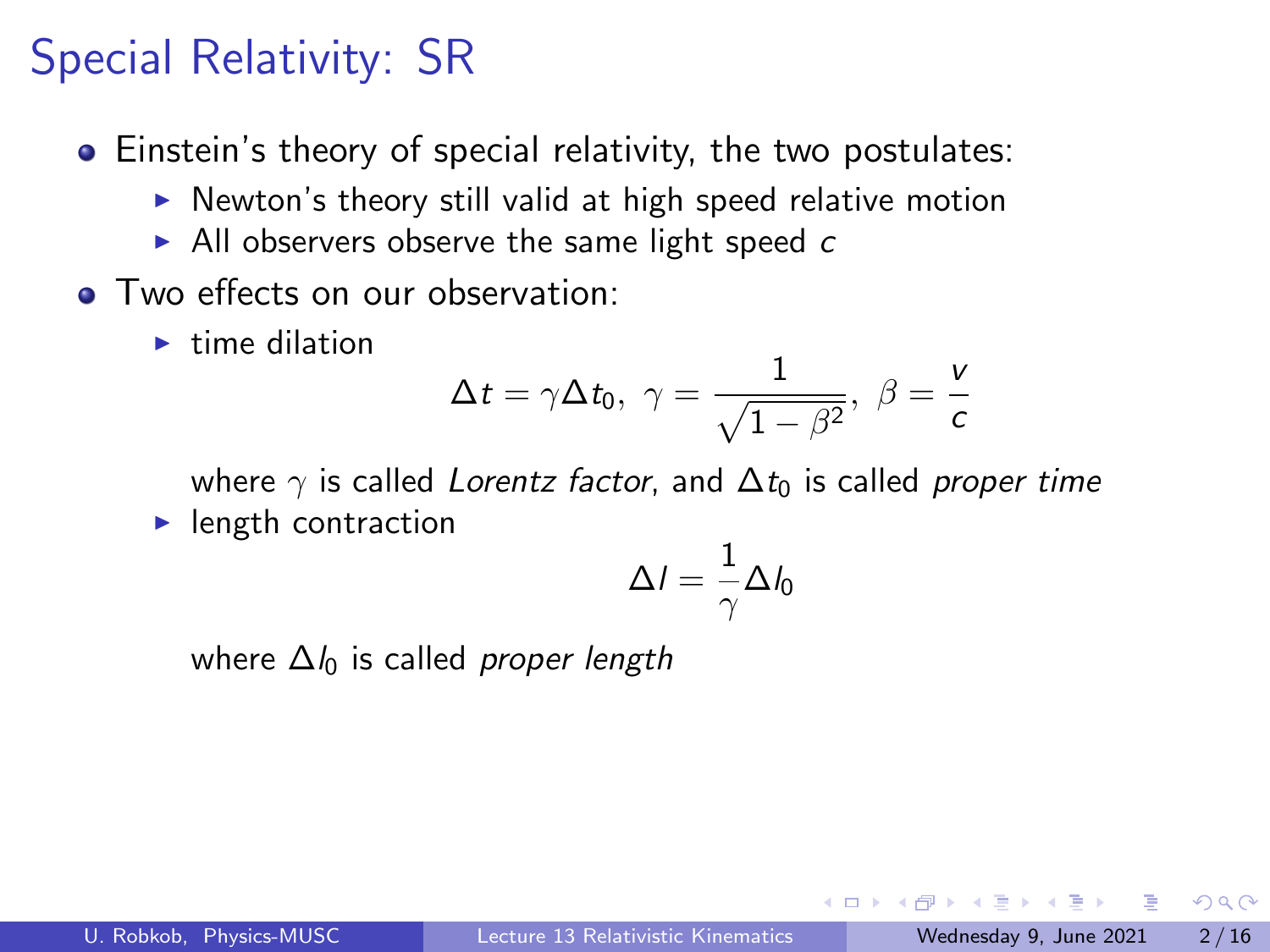# Special Relativity: SR

- Einstein's theory of special relativity, the two postulates:
  - Newton's theory still valid at high speed relative motion
  - All observers observe the same light speed $c$
- Two effects on our observation:
  - time dilation

    $$\Delta t = \gamma \Delta t_0, \ \gamma = \frac{1}{\sqrt{1-\beta^2}}, \ \beta = \frac{v}{c}$$

    where $\gamma$ is called *Lorentz factor*, and $\Delta t_0$ is called *proper time*
  - length contraction

    $$\Delta l = \frac{1}{\gamma} \Delta l_0$$

    where $\Delta l_0$ is called *proper length*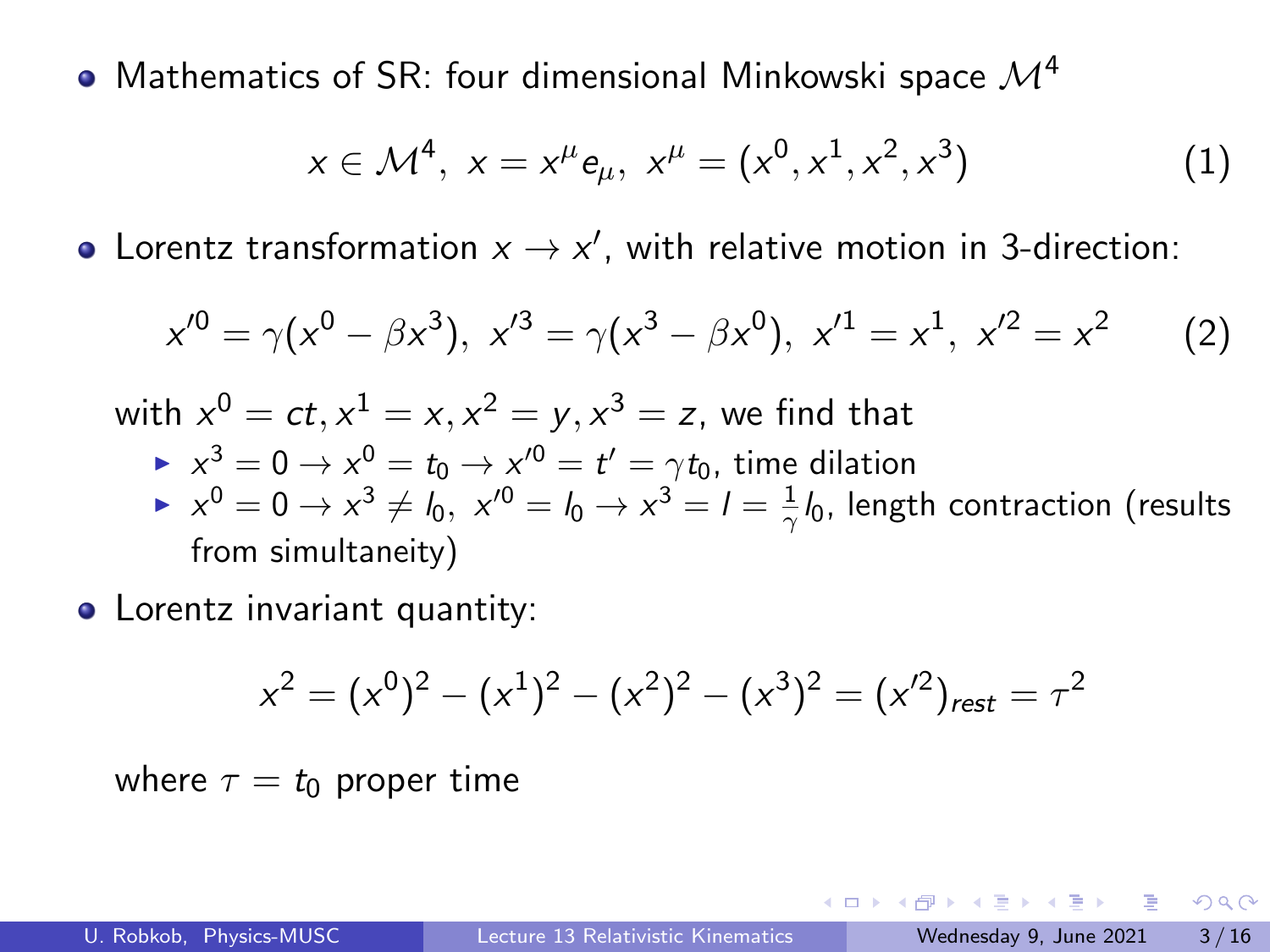- Mathematics of SR: four dimensional Minkowski space $\mathcal{M}^4$

$$x \in \mathcal{M}^4,\ x = x^\mu e_\mu,\ x^\mu = (x^0, x^1, x^2, x^3) \tag{1}$$

- Lorentz transformation $x \to x'$, with relative motion in 3-direction:

$$x'^0 = \gamma(x^0 - \beta x^3),\ x'^3 = \gamma(x^3 - \beta x^0),\ x'^1 = x^1,\ x'^2 = x^2 \tag{2}$$

  with $x^0 = ct, x^1 = x, x^2 = y, x^3 = z$, we find that
  - $x^3 = 0 \to x^0 = t_0 \to x'^0 = t' = \gamma t_0$, time dilation
  - $x^0 = 0 \to x^3 \neq l_0,\ x'^0 = l_0 \to x^3 = l = \frac{1}{\gamma} l_0$, length contraction (results from simultaneity)

- Lorentz invariant quantity:

$$x^2 = (x^0)^2 - (x^1)^2 - (x^2)^2 - (x^3)^2 = (x'^2)_{rest} = \tau^2$$

  where $\tau = t_0$ proper time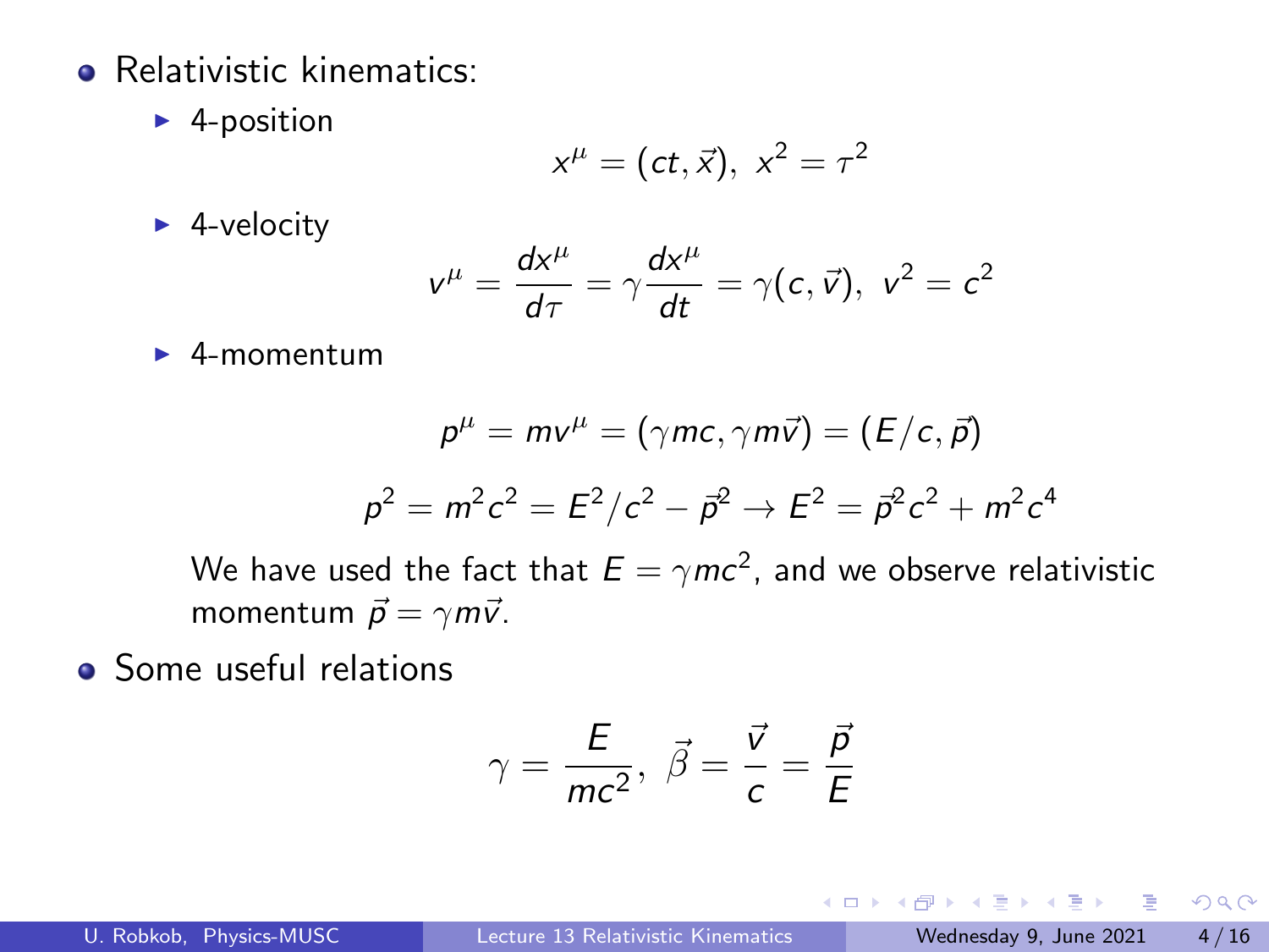- Relativistic kinematics:
  - 4-position

    $$x^\mu = (ct, \vec{x}),\ x^2 = \tau^2$$

  - 4-velocity

    $$v^\mu = \frac{dx^\mu}{d\tau} = \gamma \frac{dx^\mu}{dt} = \gamma(c, \vec{v}),\ v^2 = c^2$$

  - 4-momentum

    $$p^\mu = mv^\mu = (\gamma mc, \gamma m\vec{v}) = (E/c, \vec{p})$$

    $$p^2 = m^2c^2 = E^2/c^2 - \vec{p}^2 \rightarrow E^2 = \vec{p}^2c^2 + m^2c^4$$

    We have used the fact that $E = \gamma mc^2$, and we observe relativistic momentum $\vec{p} = \gamma m\vec{v}$.

- Some useful relations

$$\gamma = \frac{E}{mc^2},\ \vec{\beta} = \frac{\vec{v}}{c} = \frac{\vec{p}}{E}$$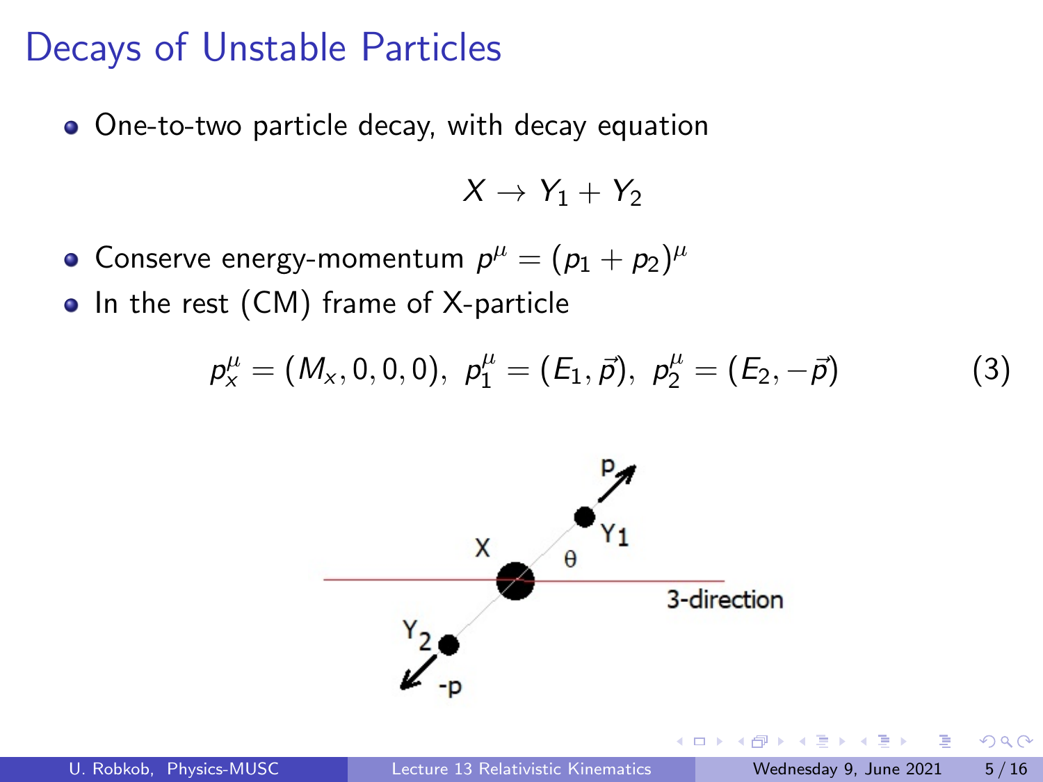# Decays of Unstable Particles

- One-to-two particle decay, with decay equation

$$X \to Y_1 + Y_2$$

- Conserve energy-momentum $p^\mu = (p_1 + p_2)^\mu$
- In the rest (CM) frame of X-particle

$$p_x^\mu = (M_x, 0, 0, 0),\ \ p_1^\mu = (E_1, \vec{p}),\ \ p_2^\mu = (E_2, -\vec{p}) \tag{3}$$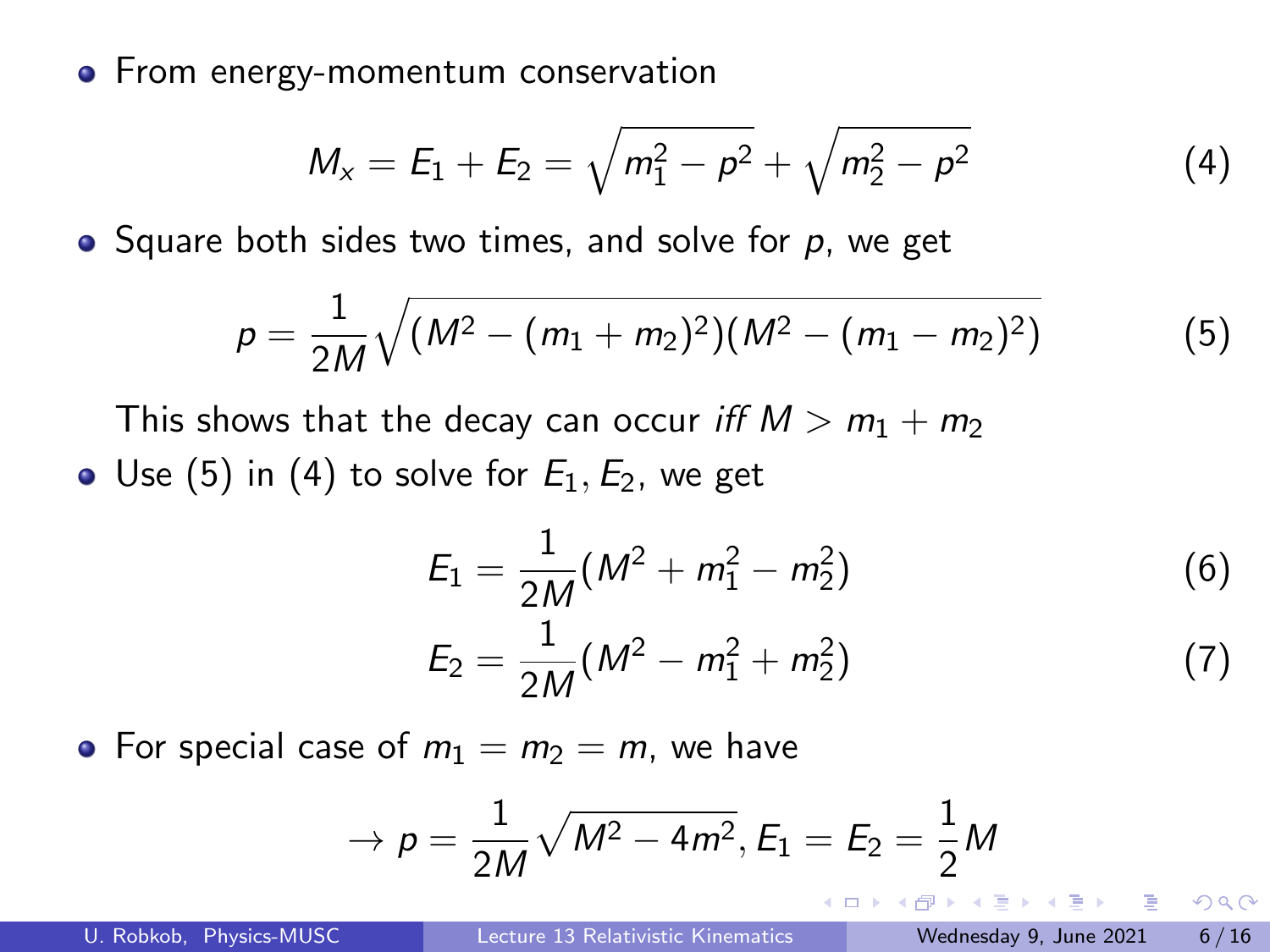- From energy-momentum conservation

$$M_x = E_1 + E_2 = \sqrt{m_1^2 - p^2} + \sqrt{m_2^2 - p^2} \tag{4}$$

- Square both sides two times, and solve for $p$, we get

$$p = \frac{1}{2M}\sqrt{(M^2 - (m_1 + m_2)^2)(M^2 - (m_1 - m_2)^2)} \tag{5}$$

  This shows that the decay can occur *iff* $M > m_1 + m_2$

- Use (5) in (4) to solve for $E_1, E_2$, we get

$$E_1 = \frac{1}{2M}(M^2 + m_1^2 - m_2^2) \tag{6}$$

$$E_2 = \frac{1}{2M}(M^2 - m_1^2 + m_2^2) \tag{7}$$

- For special case of $m_1 = m_2 = m$, we have

$$\rightarrow p = \frac{1}{2M}\sqrt{M^2 - 4m^2}, E_1 = E_2 = \frac{1}{2}M$$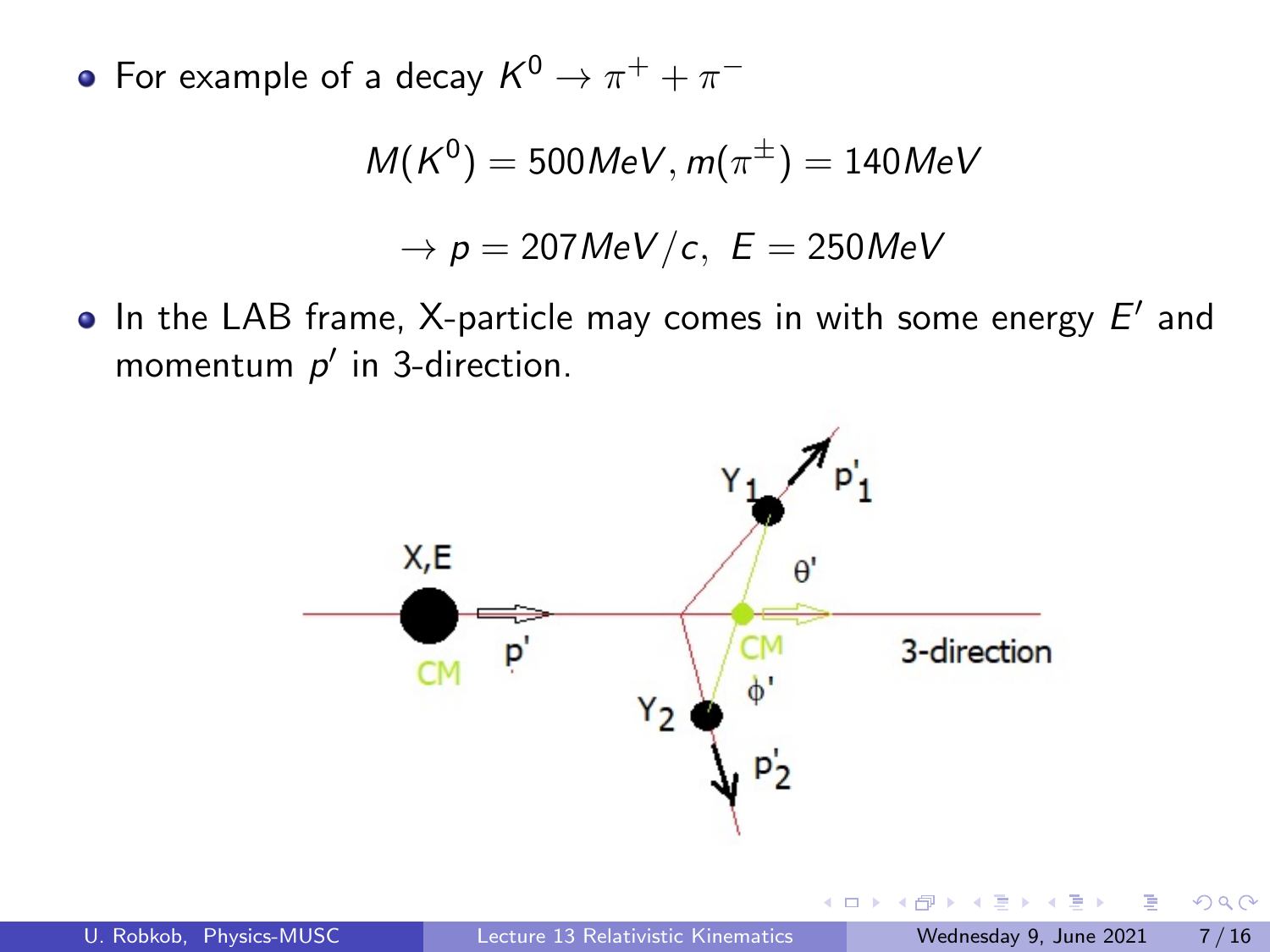- For example of a decay $K^0 \to \pi^+ + \pi^-$

$$M(K^0) = 500MeV, m(\pi^\pm) = 140MeV$$

$$\to p = 207MeV/c, \; E = 250MeV$$

- In the LAB frame, X-particle may comes in with some energy $E'$ and momentum $p'$ in 3-direction.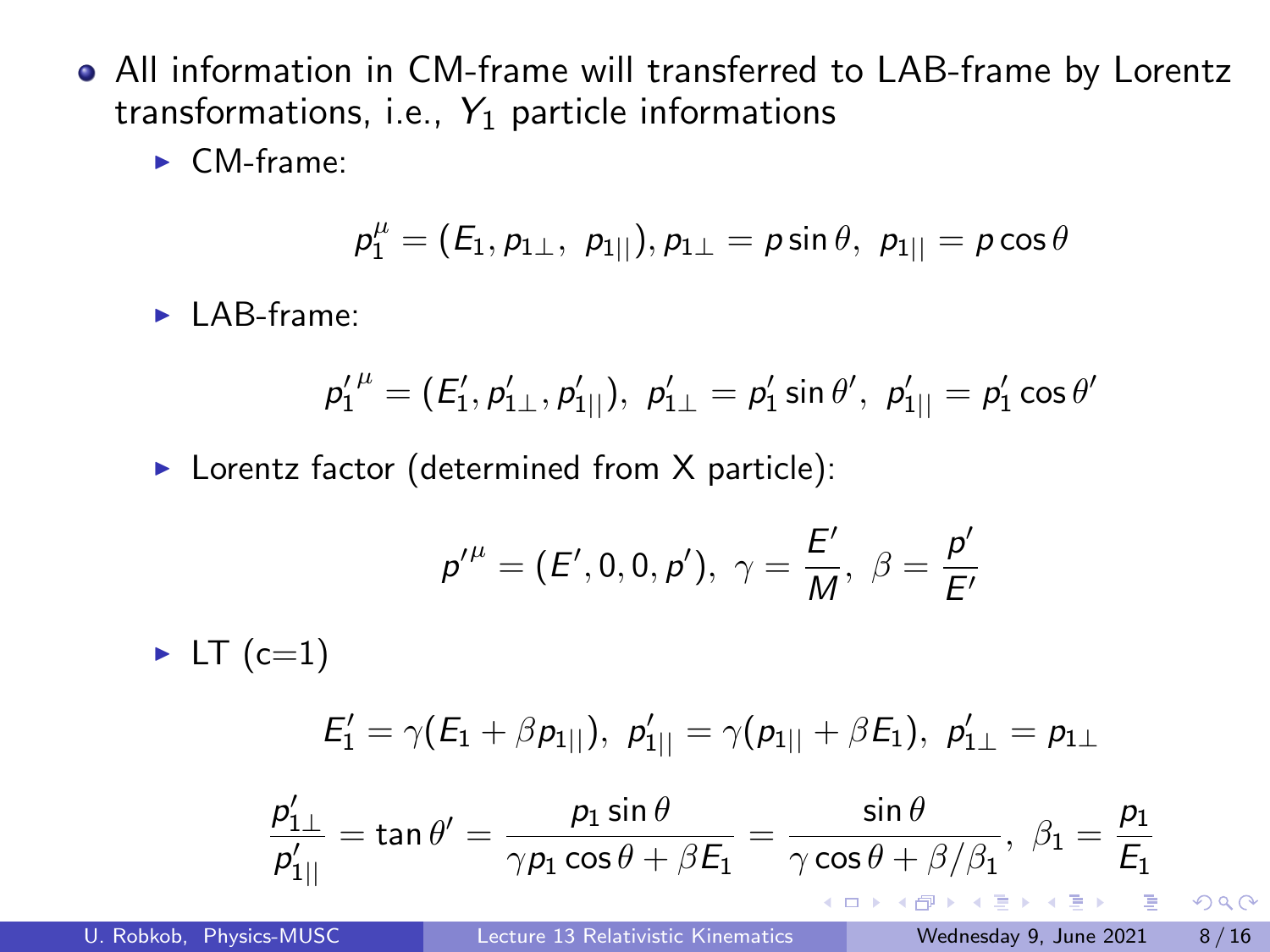- All information in CM-frame will transferred to LAB-frame by Lorentz transformations, i.e., $Y_1$ particle informations
  - CM-frame:

$$p_1^{\mu} = (E_1, p_{1\perp},\ p_{1||}), p_{1\perp} = p\sin\theta,\ p_{1||} = p\cos\theta$$

  - LAB-frame:

$$p_1'^{\,\mu} = (E_1', p_{1\perp}', p_{1||}'),\ p_{1\perp}' = p_1'\sin\theta',\ p_{1||}' = p_1'\cos\theta'$$

  - Lorentz factor (determined from X particle):

$$p'^{\mu} = (E', 0, 0, p'),\ \gamma = \frac{E'}{M},\ \beta = \frac{p'}{E'}$$

  - LT (c=1)

$$E_1' = \gamma(E_1 + \beta p_{1||}),\ p_{1||}' = \gamma(p_{1||} + \beta E_1),\ p_{1\perp}' = p_{1\perp}$$

$$\frac{p_{1\perp}'}{p_{1||}'} = \tan\theta' = \frac{p_1\sin\theta}{\gamma p_1\cos\theta + \beta E_1} = \frac{\sin\theta}{\gamma\cos\theta + \beta/\beta_1},\ \beta_1 = \frac{p_1}{E_1}$$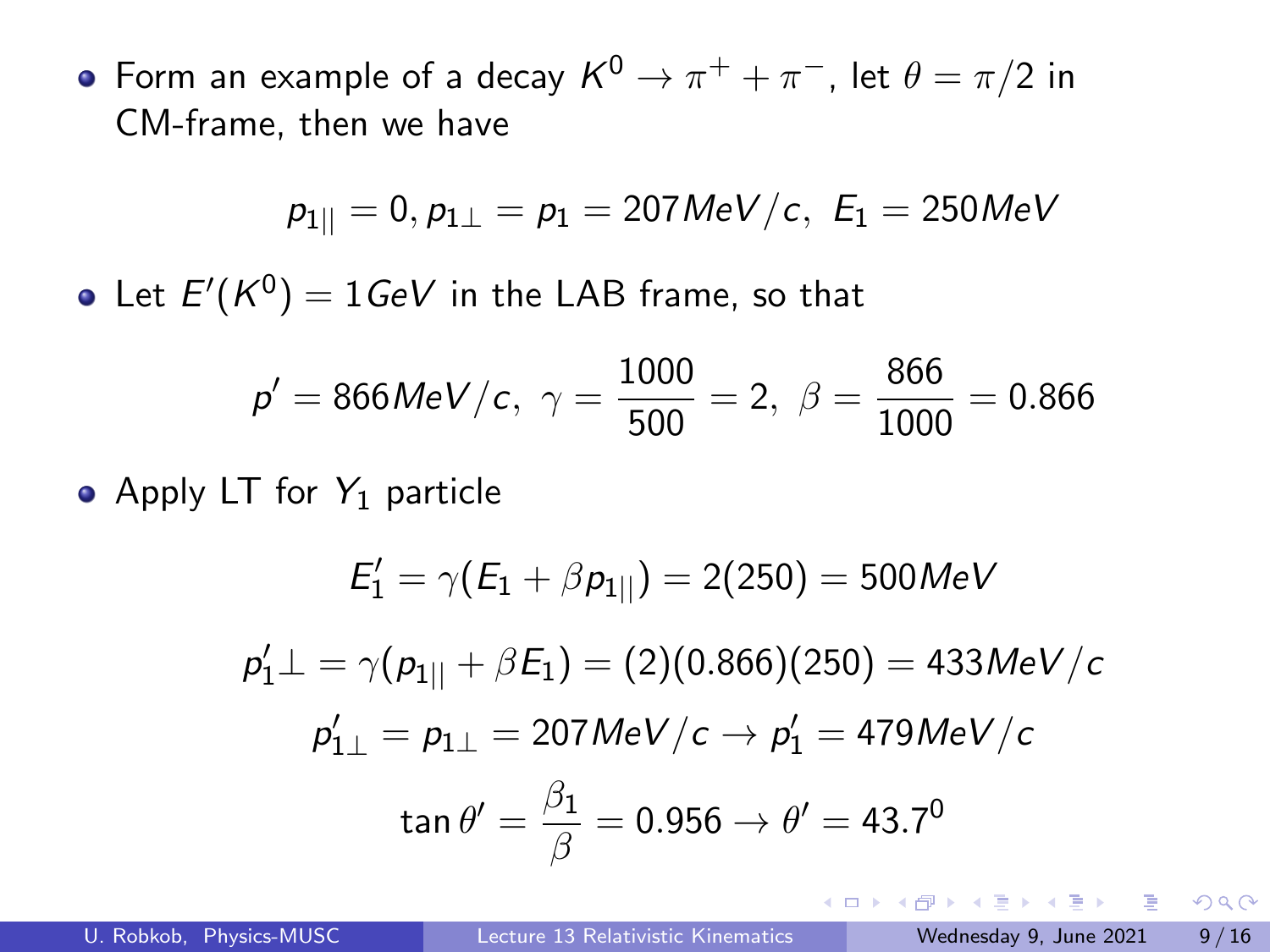- Form an example of a decay $K^0 \to \pi^+ + \pi^-$, let $\theta = \pi/2$ in CM-frame, then we have

$$p_{1||} = 0, p_{1\perp} = p_1 = 207 MeV/c,\ E_1 = 250 MeV$$

- Let $E'(K^0) = 1GeV$ in the LAB frame, so that

$$p' = 866 MeV/c,\ \gamma = \frac{1000}{500} = 2,\ \beta = \frac{866}{1000} = 0.866$$

- Apply LT for $Y_1$ particle

$$E_1' = \gamma(E_1 + \beta p_{1||}) = 2(250) = 500 MeV$$

$$p_1'\perp = \gamma(p_{1||} + \beta E_1) = (2)(0.866)(250) = 433 MeV/c$$

$$p_{1\perp}' = p_{1\perp} = 207 MeV/c \to p_1' = 479 MeV/c$$

$$\tan\theta' = \frac{\beta_1}{\beta} = 0.956 \to \theta' = 43.7^0$$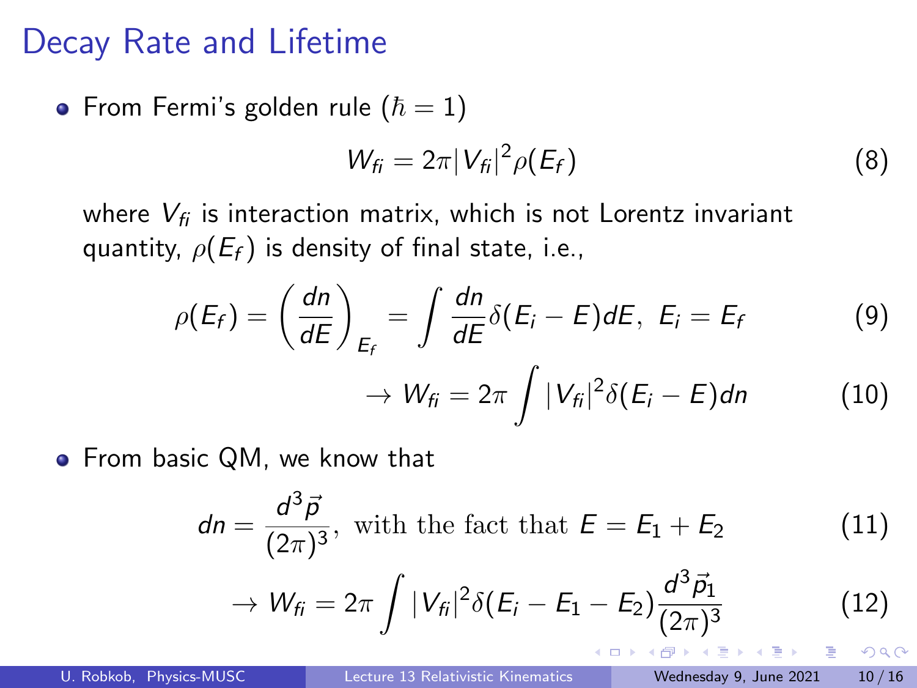# Decay Rate and Lifetime

- From Fermi's golden rule ($\hbar = 1$)

$$W_{fi} = 2\pi |V_{fi}|^2 \rho(E_f) \tag{8}$$

where $V_{fi}$ is interaction matrix, which is not Lorentz invariant quantity, $\rho(E_f)$ is density of final state, i.e.,

$$\rho(E_f) = \left(\frac{dn}{dE}\right)_{E_f} = \int \frac{dn}{dE}\delta(E_i - E)dE,\ E_i = E_f \tag{9}$$

$$\rightarrow W_{fi} = 2\pi \int |V_{fi}|^2 \delta(E_i - E) dn \tag{10}$$

- From basic QM, we know that

$$dn = \frac{d^3\vec{p}}{(2\pi)^3},\ \text{with the fact that } E = E_1 + E_2 \tag{11}$$

$$\rightarrow W_{fi} = 2\pi \int |V_{fi}|^2 \delta(E_i - E_1 - E_2) \frac{d^3\vec{p}_1}{(2\pi)^3} \tag{12}$$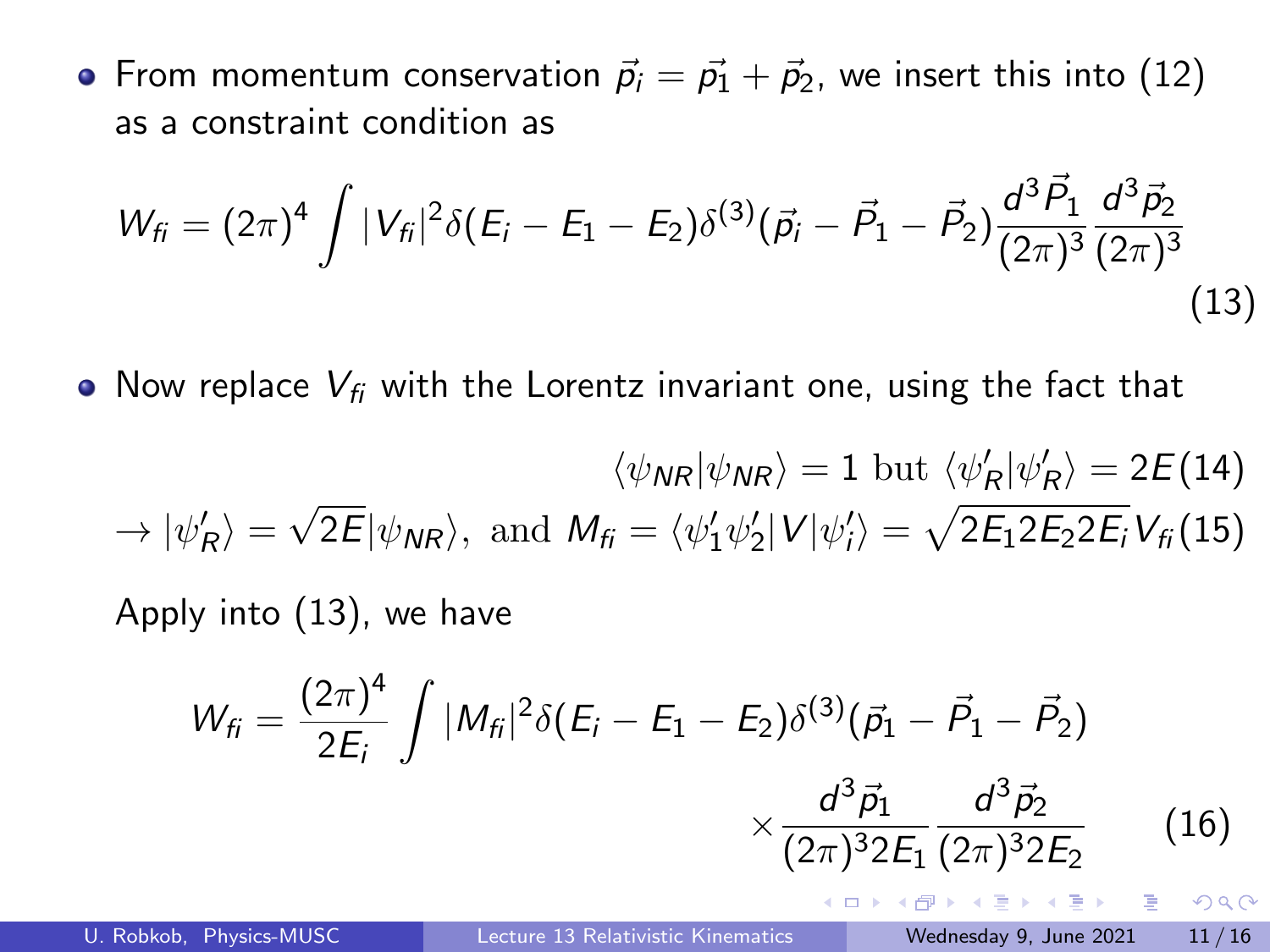- From momentum conservation $\vec{p_i} = \vec{p_1} + \vec{p_2}$, we insert this into (12) as a constraint condition as

$$W_{fi} = (2\pi)^4 \int |V_{fi}|^2 \delta(E_i - E_1 - E_2)\delta^{(3)}(\vec{p_i} - \vec{P_1} - \vec{P_2}) \frac{d^3\vec{P_1}}{(2\pi)^3} \frac{d^3\vec{p_2}}{(2\pi)^3} \quad (13)$$

- Now replace $V_{fi}$ with the Lorentz invariant one, using the fact that

$$\langle \psi_{NR} | \psi_{NR} \rangle = 1 \text{ but } \langle \psi'_R | \psi'_R \rangle = 2E \quad (14)$$

$$\rightarrow |\psi'_R\rangle = \sqrt{2E} |\psi_{NR}\rangle, \text{ and } M_{fi} = \langle \psi'_1 \psi'_2 | V | \psi'_i \rangle = \sqrt{2E_1 2E_2 2E_i} V_{fi} \quad (15)$$

Apply into (13), we have

$$W_{fi} = \frac{(2\pi)^4}{2E_i} \int |M_{fi}|^2 \delta(E_i - E_1 - E_2)\delta^{(3)}(\vec{p_1} - \vec{P_1} - \vec{P_2}) \times \frac{d^3\vec{p_1}}{(2\pi)^3 2E_1} \frac{d^3\vec{p_2}}{(2\pi)^3 2E_2} \quad (16)$$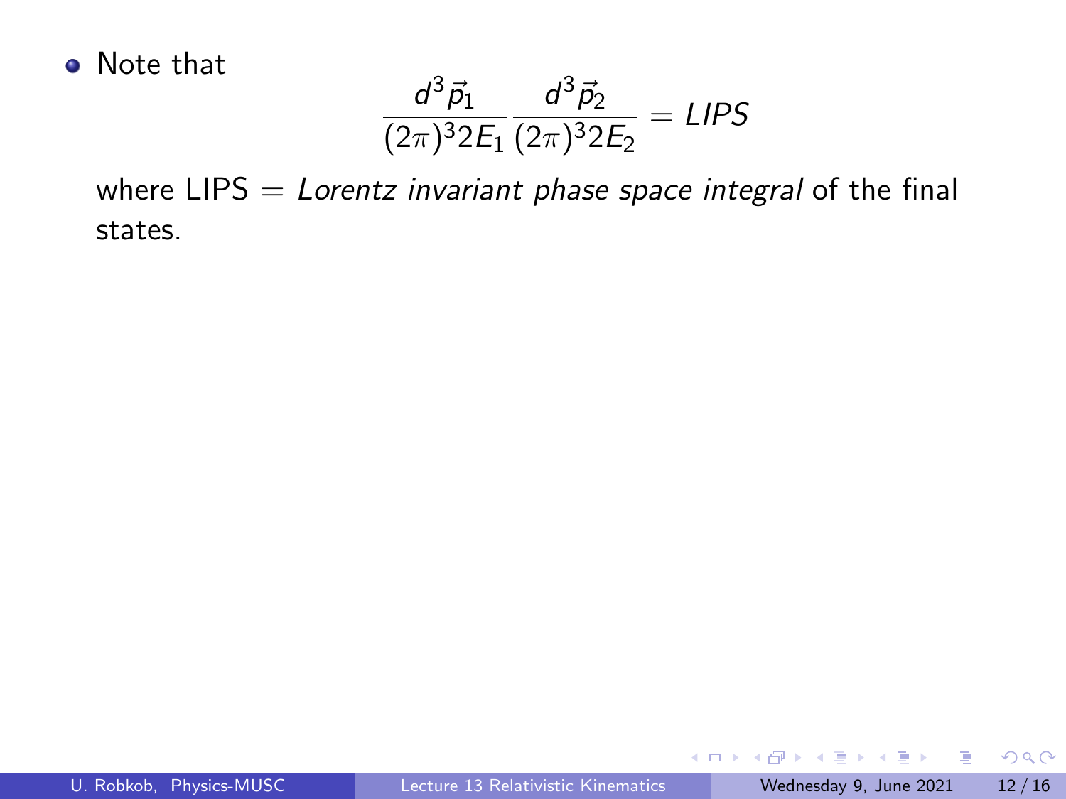- Note that

$$\frac{d^3\vec{p}_1}{(2\pi)^3 2E_1}\frac{d^3\vec{p}_2}{(2\pi)^3 2E_2} = LIPS$$

where LIPS = *Lorentz invariant phase space integral* of the final states.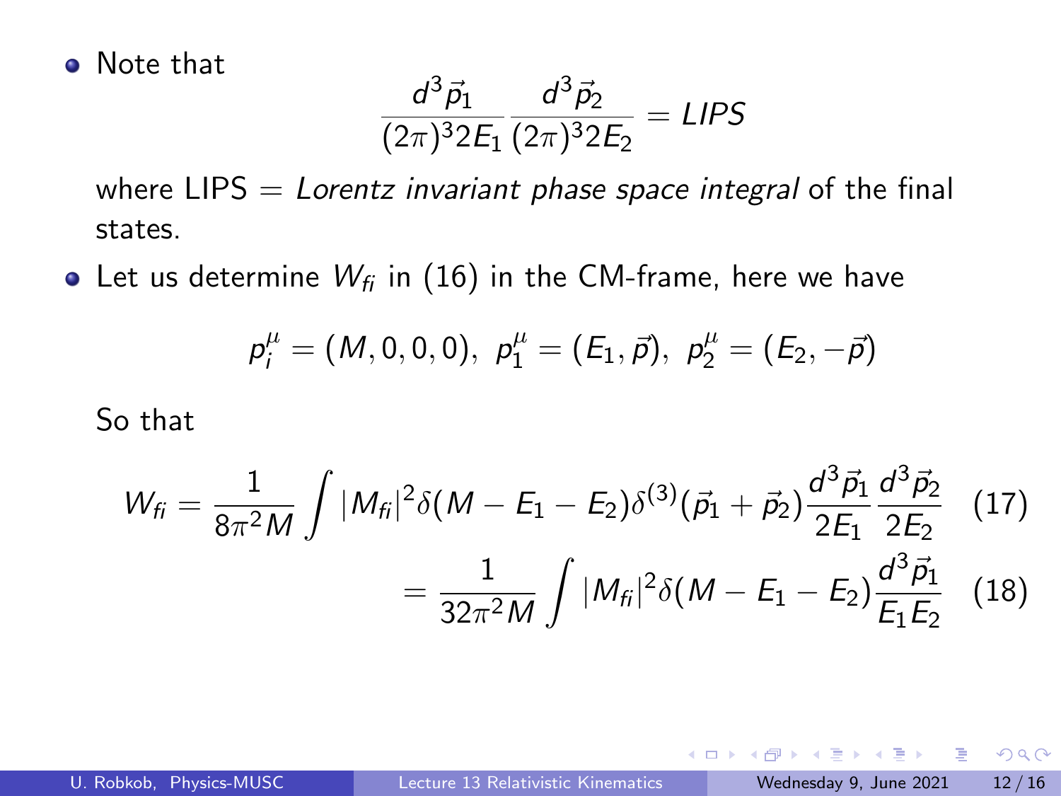- Note that

$$\frac{d^3\vec{p}_1}{(2\pi)^3 2E_1}\frac{d^3\vec{p}_2}{(2\pi)^3 2E_2} = LIPS$$

  where LIPS = *Lorentz invariant phase space integral* of the final states.

- Let us determine $W_{fi}$ in (16) in the CM-frame, here we have

$$p_i^\mu = (M, 0, 0, 0), \; p_1^\mu = (E_1, \vec{p}), \; p_2^\mu = (E_2, -\vec{p})$$

  So that

$$W_{fi} = \frac{1}{8\pi^2 M}\int |M_{fi}|^2 \delta(M - E_1 - E_2)\delta^{(3)}(\vec{p}_1 + \vec{p}_2)\frac{d^3\vec{p}_1}{2E_1}\frac{d^3\vec{p}_2}{2E_2} \quad (17)$$

$$= \frac{1}{32\pi^2 M}\int |M_{fi}|^2 \delta(M - E_1 - E_2)\frac{d^3\vec{p}_1}{E_1 E_2} \quad (18)$$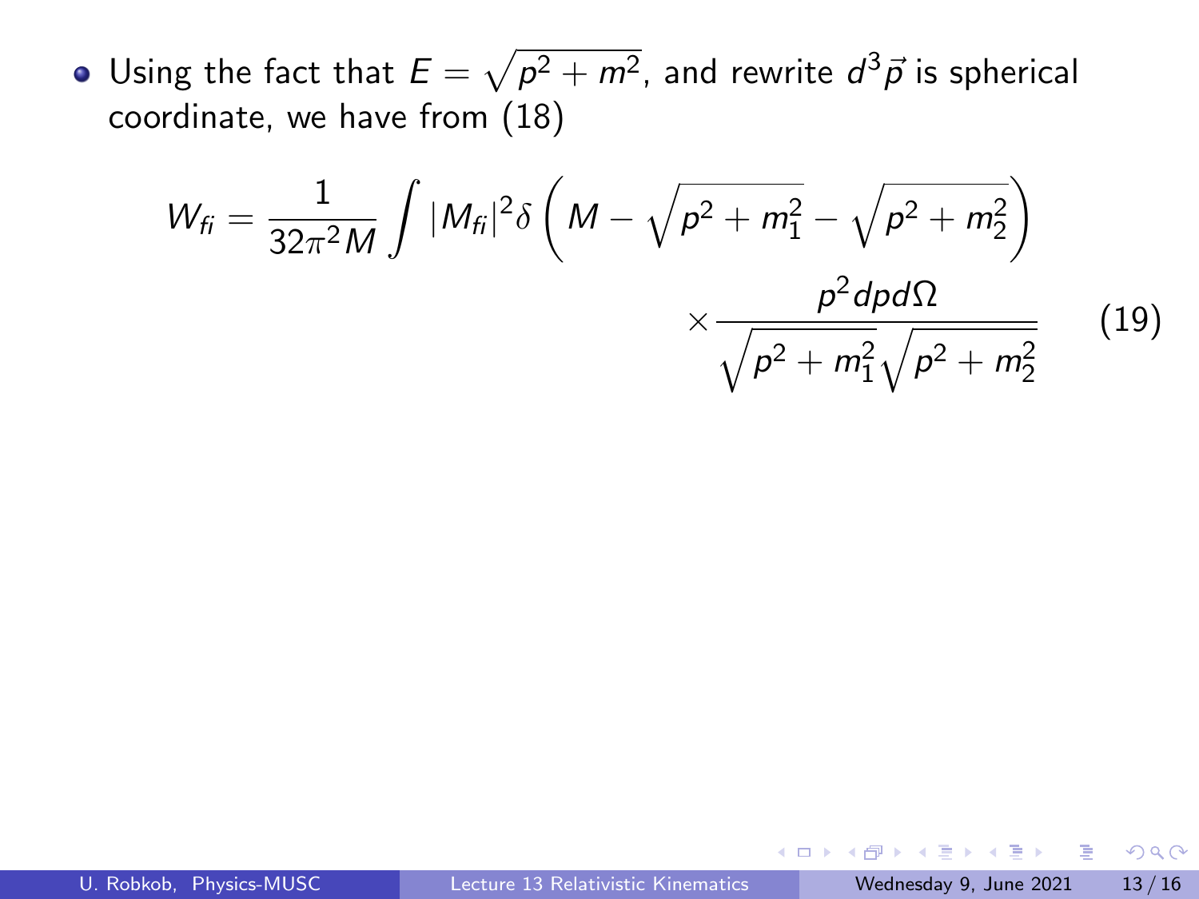- Using the fact that $E = \sqrt{p^2 + m^2}$, and rewrite $d^3\vec{p}$ is spherical coordinate, we have from (18)

$$W_{fi} = \frac{1}{32\pi^2 M} \int |M_{fi}|^2 \delta\left(M - \sqrt{p^2 + m_1^2} - \sqrt{p^2 + m_2^2}\right) \times \frac{p^2 dp d\Omega}{\sqrt{p^2 + m_1^2}\sqrt{p^2 + m_2^2}} \tag{19}$$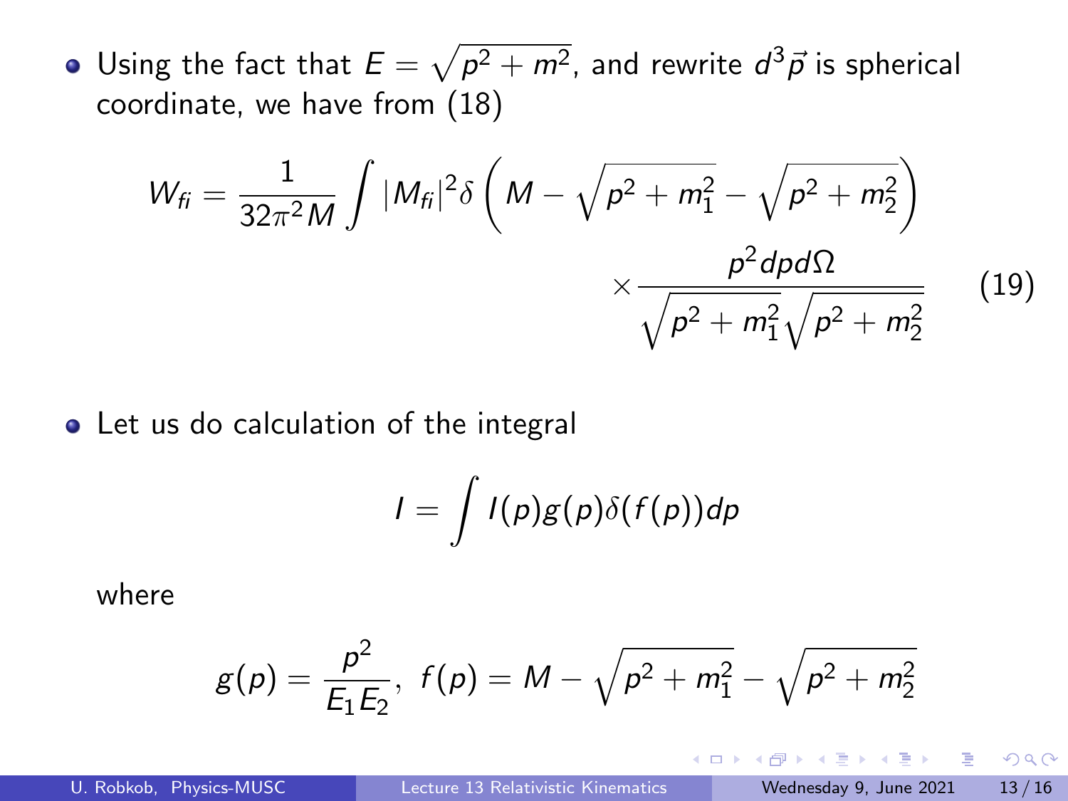- Using the fact that $E = \sqrt{p^2 + m^2}$, and rewrite $d^3\vec{p}$ is spherical coordinate, we have from (18)

$$W_{fi} = \frac{1}{32\pi^2 M} \int |M_{fi}|^2 \delta\left(M - \sqrt{p^2 + m_1^2} - \sqrt{p^2 + m_2^2}\right) \times \frac{p^2 dp d\Omega}{\sqrt{p^2 + m_1^2}\sqrt{p^2 + m_2^2}} \tag{19}$$

- Let us do calculation of the integral

$$I = \int I(p) g(p) \delta(f(p)) dp$$

where

$$g(p) = \frac{p^2}{E_1 E_2}, \; f(p) = M - \sqrt{p^2 + m_1^2} - \sqrt{p^2 + m_2^2}$$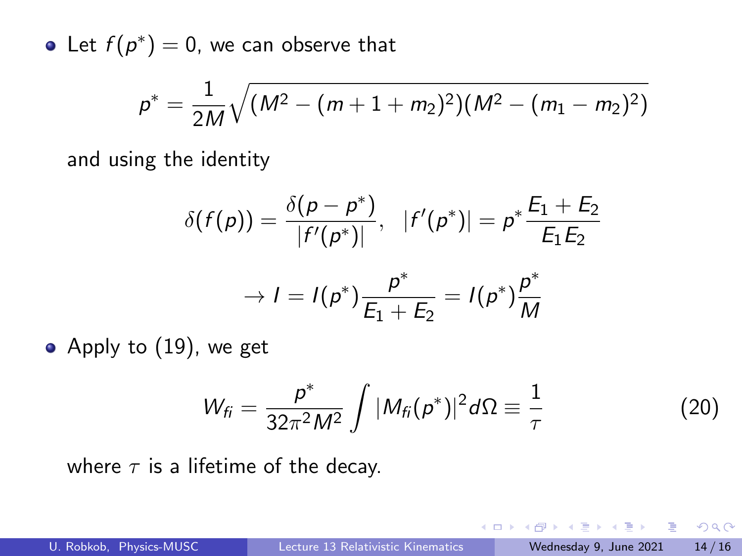- Let $f(p^*) = 0$, we can observe that

$$p^* = \frac{1}{2M}\sqrt{(M^2 - (m+1+m_2)^2)(M^2 - (m_1 - m_2)^2)}$$

and using the identity

$$\delta(f(p)) = \frac{\delta(p - p^*)}{|f'(p^*)|}, \quad |f'(p^*)| = p^* \frac{E_1 + E_2}{E_1 E_2}$$

$$\rightarrow I = I(p^*)\frac{p^*}{E_1 + E_2} = I(p^*)\frac{p^*}{M}$$

- Apply to (19), we get

$$W_{fi} = \frac{p^*}{32\pi^2 M^2}\int |M_{fi}(p^*)|^2 d\Omega \equiv \frac{1}{\tau} \tag{20}$$

where $\tau$ is a lifetime of the decay.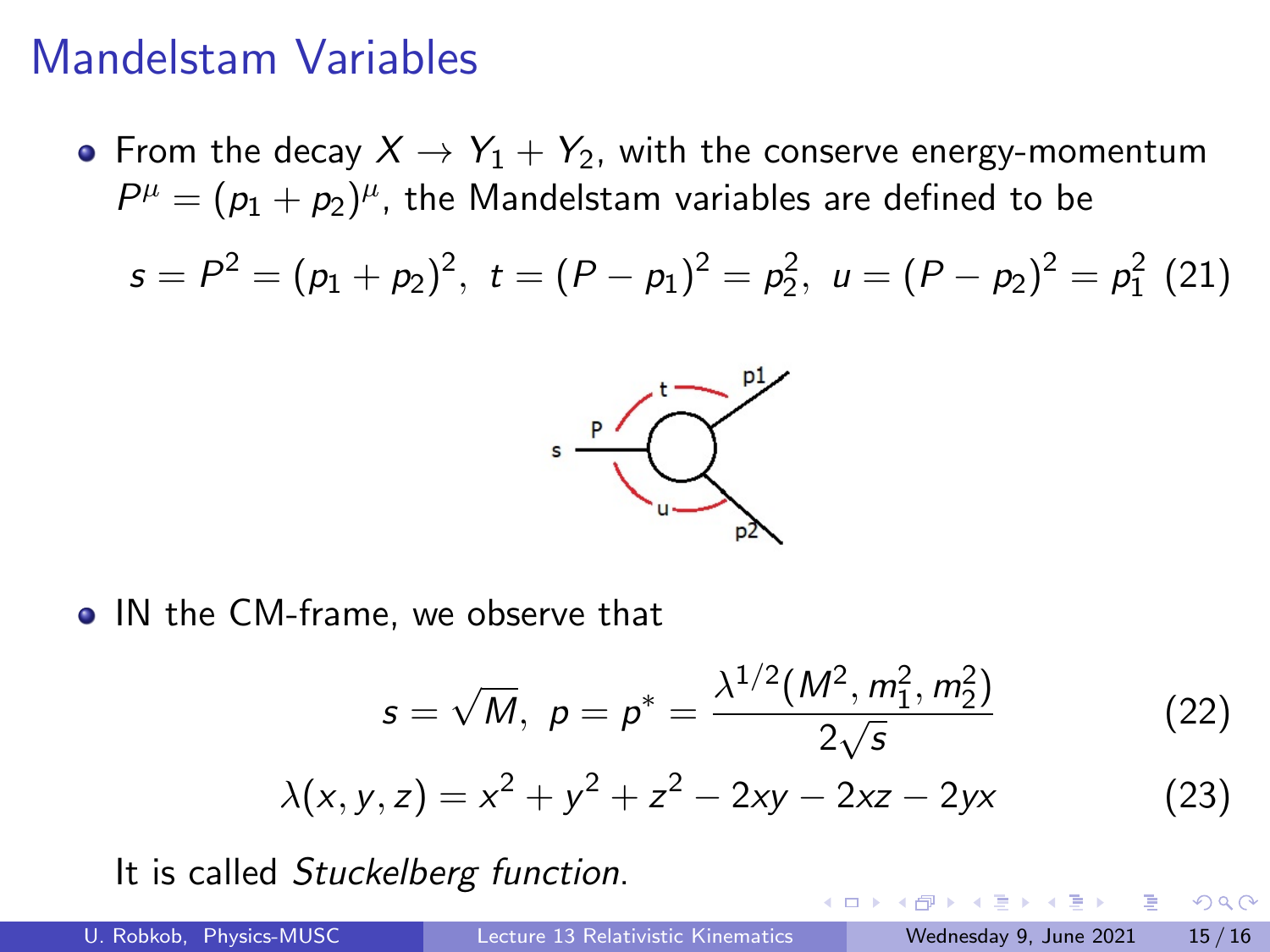# Mandelstam Variables

- From the decay $X \to Y_1 + Y_2$, with the conserve energy-momentum $P^\mu = (p_1 + p_2)^\mu$, the Mandelstam variables are defined to be

$$s = P^2 = (p_1 + p_2)^2,\ t = (P - p_1)^2 = p_2^2,\ u = (P - p_2)^2 = p_1^2 \quad (21)$$

- IN the CM-frame, we observe that

$$s = \sqrt{M},\ p = p^* = \frac{\lambda^{1/2}(M^2, m_1^2, m_2^2)}{2\sqrt{s}} \quad (22)$$

$$\lambda(x, y, z) = x^2 + y^2 + z^2 - 2xy - 2xz - 2yx \quad (23)$$

It is called *Stuckelberg function*.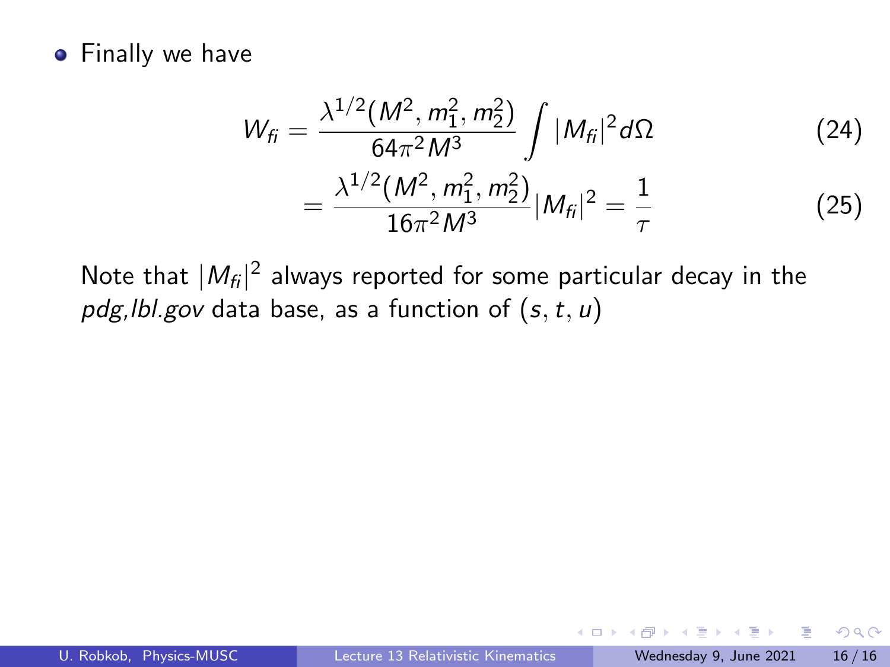- Finally we have

$$W_{fi} = \frac{\lambda^{1/2}(M^2, m_1^2, m_2^2)}{64\pi^2 M^3} \int |M_{fi}|^2 d\Omega \tag{24}$$

$$= \frac{\lambda^{1/2}(M^2, m_1^2, m_2^2)}{16\pi^2 M^3} |M_{fi}|^2 = \frac{1}{\tau} \tag{25}$$

Note that $|M_{fi}|^2$ always reported for some particular decay in the *pdg,lbl.gov* data base, as a function of $(s, t, u)$